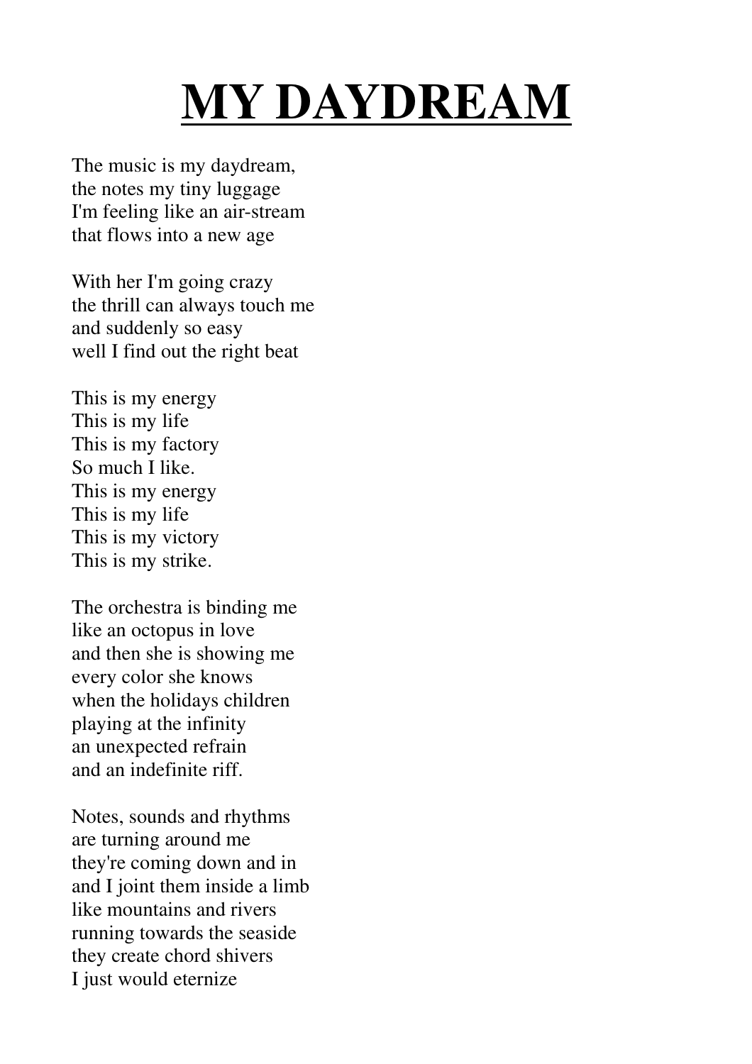# MY DAYDREAM

The music is my daydream,
the notes my tiny luggage
I'm feeling like an air-stream
that flows into a new age

With her I'm going crazy
the thrill can always touch me
and suddenly so easy
well I find out the right beat

This is my energy
This is my life
This is my factory
So much I like.
This is my energy
This is my life
This is my victory
This is my strike.

The orchestra is binding me
like an octopus in love
and then she is showing me
every color she knows
when the holidays children
playing at the infinity
an unexpected refrain
and an indefinite riff.

Notes, sounds and rhythms
are turning around me
they're coming down and in
and I joint them inside a limb
like mountains and rivers
running towards the seaside
they create chord shivers
I just would eternize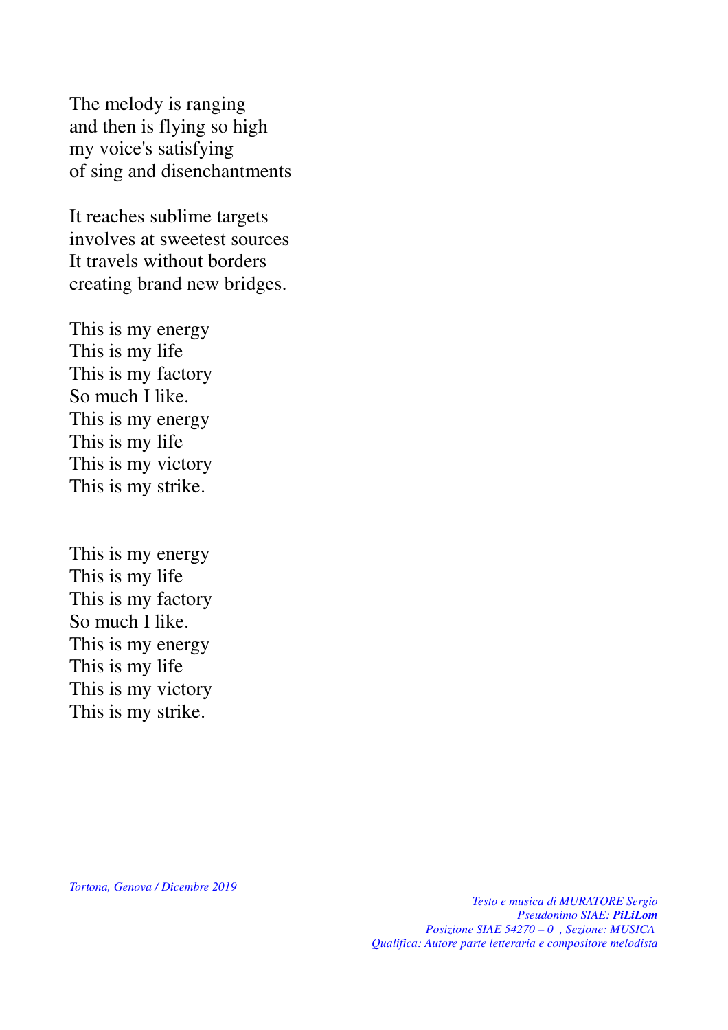The melody is ranging
and then is flying so high
my voice's satisfying
of sing and disenchantments

It reaches sublime targets
involves at sweetest sources
It travels without borders
creating brand new bridges.

This is my energy
This is my life
This is my factory
So much I like.
This is my energy
This is my life
This is my victory
This is my strike.

This is my energy
This is my life
This is my factory
So much I like.
This is my energy
This is my life
This is my victory
This is my strike.

*Tortona, Genova / Dicembre 2019*

*Testo e musica di MURATORE Sergio*
*Pseudonimo SIAE: **PiLiLom***
*Posizione SIAE 54270 – 0 , Sezione: MUSICA*
*Qualifica: Autore parte letteraria e compositore melodista*